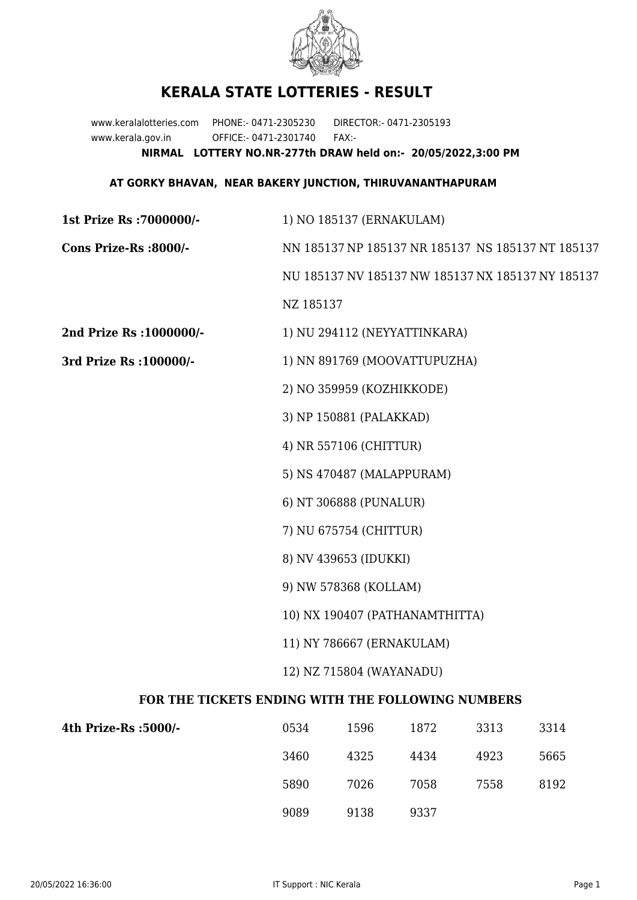# KERALA STATE LOTTERIES - RESULT

www.keralalotteries.com PHONE:- 0471-2305230 DIRECTOR:- 0471-2305193
www.kerala.gov.in OFFICE:- 0471-2301740 FAX:-

**NIRMAL LOTTERY NO.NR-277th DRAW held on:- 20/05/2022,3:00 PM**

**AT GORKY BHAVAN, NEAR BAKERY JUNCTION, THIRUVANANTHAPURAM**

**1st Prize Rs :7000000/-** 1) NO 185137 (ERNAKULAM)

**Cons Prize-Rs :8000/-** NN 185137 NP 185137 NR 185137 NS 185137 NT 185137 NU 185137 NV 185137 NW 185137 NX 185137 NY 185137 NZ 185137

**2nd Prize Rs :1000000/-** 1) NU 294112 (NEYYATTINKARA)

**3rd Prize Rs :100000/-**

1) NN 891769 (MOOVATTUPUZHA)
2) NO 359959 (KOZHIKKODE)
3) NP 150881 (PALAKKAD)
4) NR 557106 (CHITTUR)
5) NS 470487 (MALAPPURAM)
6) NT 306888 (PUNALUR)
7) NU 675754 (CHITTUR)
8) NV 439653 (IDUKKI)
9) NW 578368 (KOLLAM)
10) NX 190407 (PATHANAMTHITTA)
11) NY 786667 (ERNAKULAM)
12) NZ 715804 (WAYANADU)

## FOR THE TICKETS ENDING WITH THE FOLLOWING NUMBERS

**4th Prize-Rs :5000/-**

| | | | | |
|---|---|---|---|---|
| 0534 | 1596 | 1872 | 3313 | 3314 |
| 3460 | 4325 | 4434 | 4923 | 5665 |
| 5890 | 7026 | 7058 | 7558 | 8192 |
| 9089 | 9138 | 9337 | | |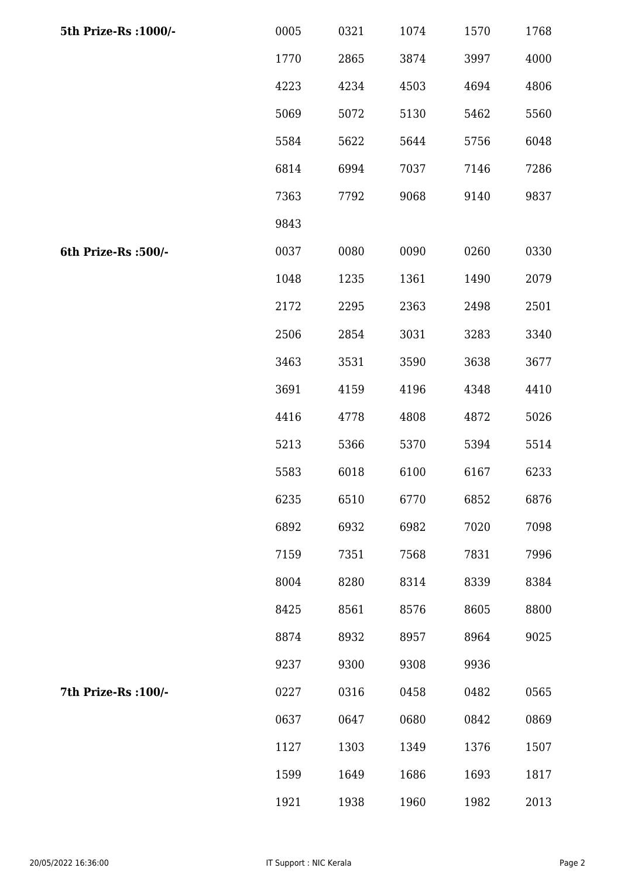| | | | | | |
|---|---|---|---|---|---|
| **5th Prize-Rs :1000/-** | 0005 | 0321 | 1074 | 1570 | 1768 |
| | 1770 | 2865 | 3874 | 3997 | 4000 |
| | 4223 | 4234 | 4503 | 4694 | 4806 |
| | 5069 | 5072 | 5130 | 5462 | 5560 |
| | 5584 | 5622 | 5644 | 5756 | 6048 |
| | 6814 | 6994 | 7037 | 7146 | 7286 |
| | 7363 | 7792 | 9068 | 9140 | 9837 |
| | 9843 | | | | |
| **6th Prize-Rs :500/-** | 0037 | 0080 | 0090 | 0260 | 0330 |
| | 1048 | 1235 | 1361 | 1490 | 2079 |
| | 2172 | 2295 | 2363 | 2498 | 2501 |
| | 2506 | 2854 | 3031 | 3283 | 3340 |
| | 3463 | 3531 | 3590 | 3638 | 3677 |
| | 3691 | 4159 | 4196 | 4348 | 4410 |
| | 4416 | 4778 | 4808 | 4872 | 5026 |
| | 5213 | 5366 | 5370 | 5394 | 5514 |
| | 5583 | 6018 | 6100 | 6167 | 6233 |
| | 6235 | 6510 | 6770 | 6852 | 6876 |
| | 6892 | 6932 | 6982 | 7020 | 7098 |
| | 7159 | 7351 | 7568 | 7831 | 7996 |
| | 8004 | 8280 | 8314 | 8339 | 8384 |
| | 8425 | 8561 | 8576 | 8605 | 8800 |
| | 8874 | 8932 | 8957 | 8964 | 9025 |
| | 9237 | 9300 | 9308 | 9936 | |
| **7th Prize-Rs :100/-** | 0227 | 0316 | 0458 | 0482 | 0565 |
| | 0637 | 0647 | 0680 | 0842 | 0869 |
| | 1127 | 1303 | 1349 | 1376 | 1507 |
| | 1599 | 1649 | 1686 | 1693 | 1817 |
| | 1921 | 1938 | 1960 | 1982 | 2013 |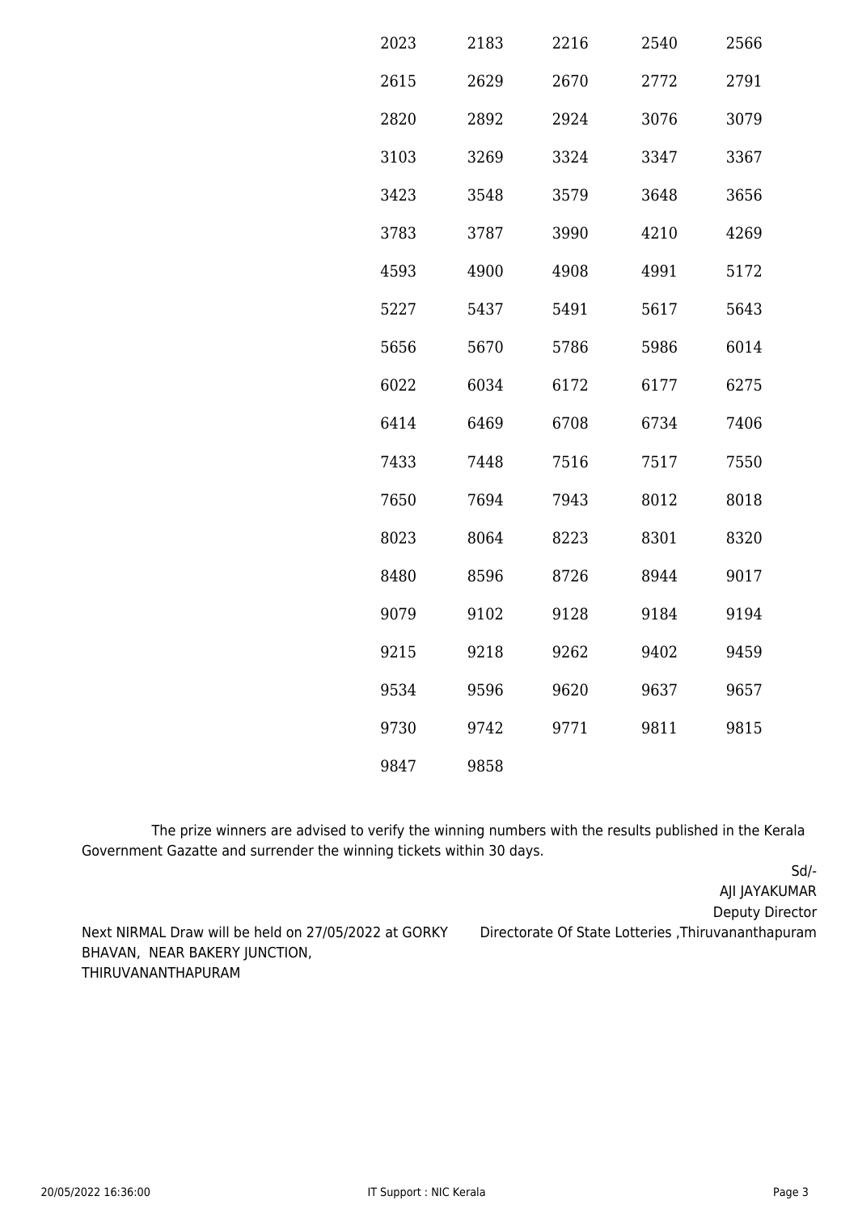| | | | | |
|---|---|---|---|---|
| 2023 | 2183 | 2216 | 2540 | 2566 |
| 2615 | 2629 | 2670 | 2772 | 2791 |
| 2820 | 2892 | 2924 | 3076 | 3079 |
| 3103 | 3269 | 3324 | 3347 | 3367 |
| 3423 | 3548 | 3579 | 3648 | 3656 |
| 3783 | 3787 | 3990 | 4210 | 4269 |
| 4593 | 4900 | 4908 | 4991 | 5172 |
| 5227 | 5437 | 5491 | 5617 | 5643 |
| 5656 | 5670 | 5786 | 5986 | 6014 |
| 6022 | 6034 | 6172 | 6177 | 6275 |
| 6414 | 6469 | 6708 | 6734 | 7406 |
| 7433 | 7448 | 7516 | 7517 | 7550 |
| 7650 | 7694 | 7943 | 8012 | 8018 |
| 8023 | 8064 | 8223 | 8301 | 8320 |
| 8480 | 8596 | 8726 | 8944 | 9017 |
| 9079 | 9102 | 9128 | 9184 | 9194 |
| 9215 | 9218 | 9262 | 9402 | 9459 |
| 9534 | 9596 | 9620 | 9637 | 9657 |
| 9730 | 9742 | 9771 | 9811 | 9815 |
| 9847 | 9858 | | | |

The prize winners are advised to verify the winning numbers with the results published in the Kerala Government Gazatte and surrender the winning tickets within 30 days.

Sd/-
AJI JAYAKUMAR
Deputy Director
Directorate Of State Lotteries ,Thiruvananthapuram

Next NIRMAL Draw will be held on 27/05/2022 at GORKY BHAVAN, NEAR BAKERY JUNCTION, THIRUVANANTHAPURAM

20/05/2022 16:36:00

IT Support : NIC Kerala